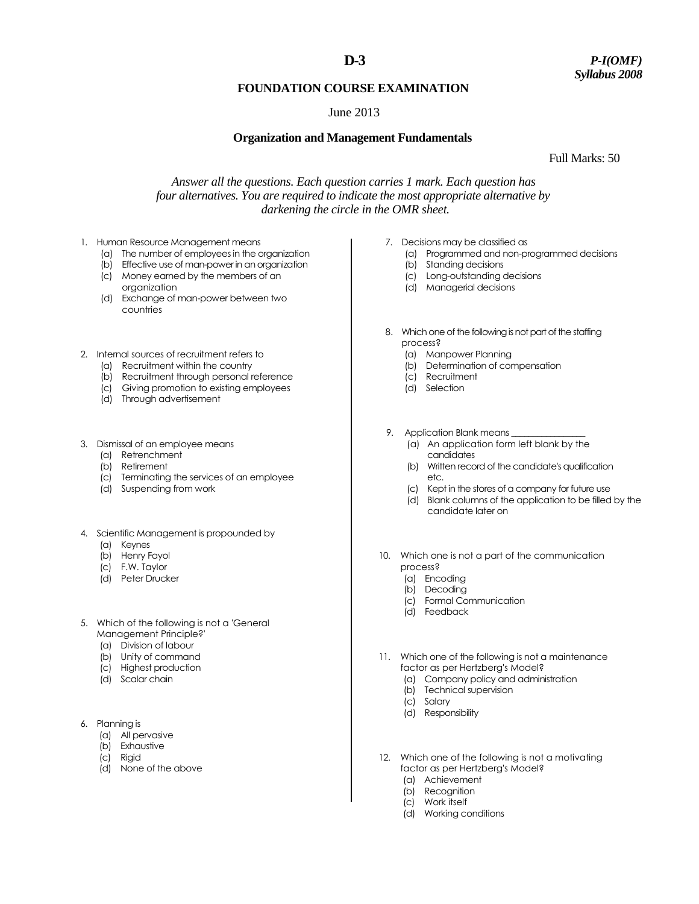**D-3**

***P-I(OMF)***
***Syllabus 2008***

## FOUNDATION COURSE EXAMINATION

June 2013

### Organization and Management Fundamentals

Full Marks: 50

*Answer all the questions. Each question carries 1 mark. Each question has four alternatives. You are required to indicate the most appropriate alternative by darkening the circle in the OMR sheet.*

1. Human Resource Management means
   (a) The number of employees in the organization
   (b) Effective use of man-power in an organization
   (c) Money earned by the members of an organization
   (d) Exchange of man-power between two countries

2. Internal sources of recruitment refers to
   (a) Recruitment within the country
   (b) Recruitment through personal reference
   (c) Giving promotion to existing employees
   (d) Through advertisement

3. Dismissal of an employee means
   (a) Retrenchment
   (b) Retirement
   (c) Terminating the services of an employee
   (d) Suspending from work

4. Scientific Management is propounded by
   (a) Keynes
   (b) Henry Fayol
   (c) F.W. Taylor
   (d) Peter Drucker

5. Which of the following is not a 'General Management Principle?'
   (a) Division of labour
   (b) Unity of command
   (c) Highest production
   (d) Scalar chain

6. Planning is
   (a) All pervasive
   (b) Exhaustive
   (c) Rigid
   (d) None of the above

7. Decisions may be classified as
   (a) Programmed and non-programmed decisions
   (b) Standing decisions
   (c) Long-outstanding decisions
   (d) Managerial decisions

8. Which one of the following is not part of the staffing process?
   (a) Manpower Planning
   (b) Determination of compensation
   (c) Recruitment
   (d) Selection

9. Application Blank means ________________
   (a) An application form left blank by the candidates
   (b) Written record of the candidate's qualification etc.
   (c) Kept in the stores of a company for future use
   (d) Blank columns of the application to be filled by the candidate later on

10. Which one is not a part of the communication process?
    (a) Encoding
    (b) Decoding
    (c) Formal Communication
    (d) Feedback

11. Which one of the following is not a maintenance factor as per Hertzberg's Model?
    (a) Company policy and administration
    (b) Technical supervision
    (c) Salary
    (d) Responsibility

12. Which one of the following is not a motivating factor as per Hertzberg's Model?
    (a) Achievement
    (b) Recognition
    (c) Work itself
    (d) Working conditions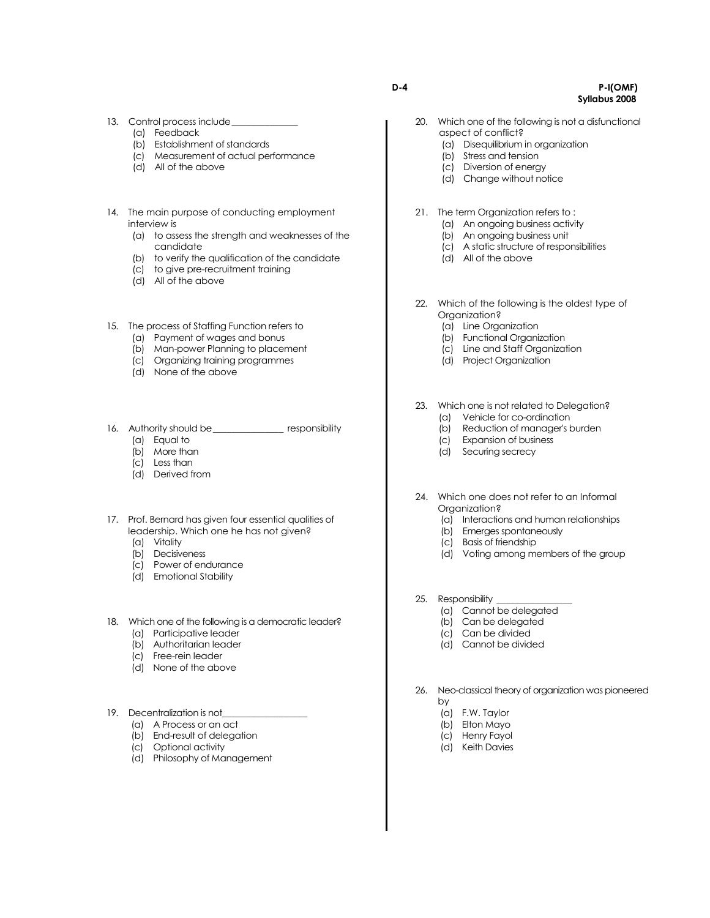13. Control process include______________
    - (a) Feedback
    - (b) Establishment of standards
    - (c) Measurement of actual performance
    - (d) All of the above

14. The main purpose of conducting employment interview is
    - (a) to assess the strength and weaknesses of the candidate
    - (b) to verify the qualification of the candidate
    - (c) to give pre-recruitment training
    - (d) All of the above

15. The process of Staffing Function refers to
    - (a) Payment of wages and bonus
    - (b) Man-power Planning to placement
    - (c) Organizing training programmes
    - (d) None of the above

16. Authority should be_______________ responsibility
    - (a) Equal to
    - (b) More than
    - (c) Less than
    - (d) Derived from

17. Prof. Bernard has given four essential qualities of leadership. Which one he has not given?
    - (a) Vitality
    - (b) Decisiveness
    - (c) Power of endurance
    - (d) Emotional Stability

18. Which one of the following is a democratic leader?
    - (a) Participative leader
    - (b) Authoritarian leader
    - (c) Free-rein leader
    - (d) None of the above

19. Decentralization is not__________________
    - (a) A Process or an act
    - (b) End-result of delegation
    - (c) Optional activity
    - (d) Philosophy of Management

20. Which one of the following is not a disfunctional aspect of conflict?
    - (a) Disequilibrium in organization
    - (b) Stress and tension
    - (c) Diversion of energy
    - (d) Change without notice

21. The term Organization refers to :
    - (a) An ongoing business activity
    - (b) An ongoing business unit
    - (c) A static structure of responsibilities
    - (d) All of the above

22. Which of the following is the oldest type of Organization?
    - (a) Line Organization
    - (b) Functional Organization
    - (c) Line and Staff Organization
    - (d) Project Organization

23. Which one is not related to Delegation?
    - (a) Vehicle for co-ordination
    - (b) Reduction of manager's burden
    - (c) Expansion of business
    - (d) Securing secrecy

24. Which one does not refer to an Informal Organization?
    - (a) Interactions and human relationships
    - (b) Emerges spontaneously
    - (c) Basis of friendship
    - (d) Voting among members of the group

25. Responsibility ________________
    - (a) Cannot be delegated
    - (b) Can be delegated
    - (c) Can be divided
    - (d) Cannot be divided

26. Neo-classical theory of organization was pioneered by
    - (a) F.W. Taylor
    - (b) Elton Mayo
    - (c) Henry Fayol
    - (d) Keith Davies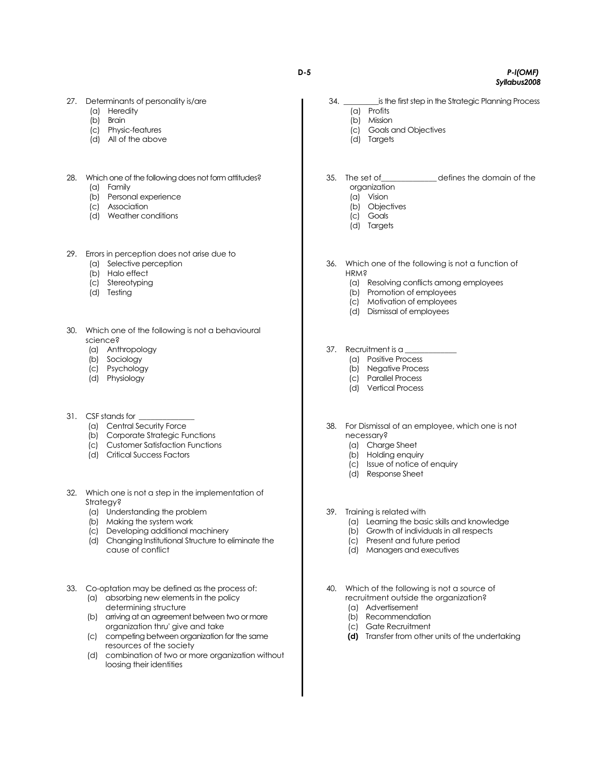27. Determinants of personality is/are
   (a) Heredity
   (b) Brain
   (c) Physic-features
   (d) All of the above

28. Which one of the following does not form attitudes?
   (a) Family
   (b) Personal experience
   (c) Association
   (d) Weather conditions

29. Errors in perception does not arise due to
   (a) Selective perception
   (b) Halo effect
   (c) Stereotyping
   (d) Testing

30. Which one of the following is not a behavioural science?
   (a) Anthropology
   (b) Sociology
   (c) Psychology
   (d) Physiology

31. CSF stands for ______________
   (a) Central Security Force
   (b) Corporate Strategic Functions
   (c) Customer Satisfaction Functions
   (d) Critical Success Factors

32. Which one is not a step in the implementation of Strategy?
   (a) Understanding the problem
   (b) Making the system work
   (c) Developing additional machinery
   (d) Changing Institutional Structure to eliminate the cause of conflict

33. Co-optation may be defined as the process of:
   (a) absorbing new elements in the policy determining structure
   (b) arriving at an agreement between two or more organization thru' give and take
   (c) competing between organization for the same resources of the society
   (d) combination of two or more organization without loosing their identities

34. _________is the first step in the Strategic Planning Process
   (a) Profits
   (b) Mission
   (c) Goals and Objectives
   (d) Targets

35. The set of______________ defines the domain of the organization
   (a) Vision
   (b) Objectives
   (c) Goals
   (d) Targets

36. Which one of the following is not a function of HRM?
   (a) Resolving conflicts among employees
   (b) Promotion of employees
   (c) Motivation of employees
   (d) Dismissal of employees

37. Recruitment is a _____________
   (a) Positive Process
   (b) Negative Process
   (c) Parallel Process
   (d) Vertical Process

38. For Dismissal of an employee, which one is not necessary?
   (a) Charge Sheet
   (b) Holding enquiry
   (c) Issue of notice of enquiry
   (d) Response Sheet

39. Training is related with
   (a) Learning the basic skills and knowledge
   (b) Growth of individuals in all respects
   (c) Present and future period
   (d) Managers and executives

40. Which of the following is not a source of recruitment outside the organization?
   (a) Advertisement
   (b) Recommendation
   (c) Gate Recruitment
   **(d)** Transfer from other units of the undertaking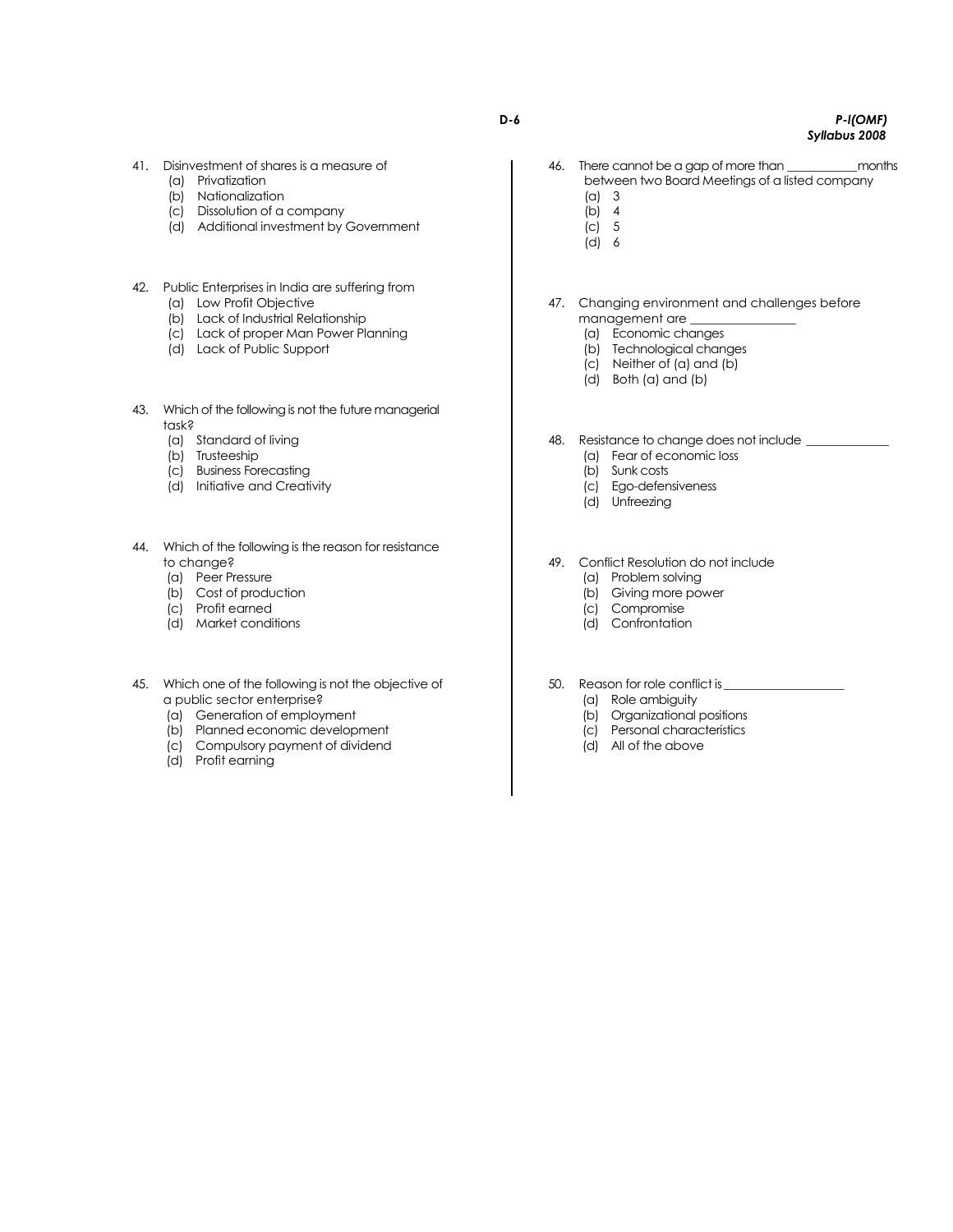41. Disinvestment of shares is a measure of
    - (a) Privatization
    - (b) Nationalization
    - (c) Dissolution of a company
    - (d) Additional investment by Government

42. Public Enterprises in India are suffering from
    - (a) Low Profit Objective
    - (b) Lack of Industrial Relationship
    - (c) Lack of proper Man Power Planning
    - (d) Lack of Public Support

43. Which of the following is not the future managerial task?
    - (a) Standard of living
    - (b) Trusteeship
    - (c) Business Forecasting
    - (d) Initiative and Creativity

44. Which of the following is the reason for resistance to change?
    - (a) Peer Pressure
    - (b) Cost of production
    - (c) Profit earned
    - (d) Market conditions

45. Which one of the following is not the objective of a public sector enterprise?
    - (a) Generation of employment
    - (b) Planned economic development
    - (c) Compulsory payment of dividend
    - (d) Profit earning

46. There cannot be a gap of more than ___________months between two Board Meetings of a listed company
    - (a) 3
    - (b) 4
    - (c) 5
    - (d) 6

47. Changing environment and challenges before management are ________________
    - (a) Economic changes
    - (b) Technological changes
    - (c) Neither of (a) and (b)
    - (d) Both (a) and (b)

48. Resistance to change does not include _____________
    - (a) Fear of economic loss
    - (b) Sunk costs
    - (c) Ego-defensiveness
    - (d) Unfreezing

49. Conflict Resolution do not include
    - (a) Problem solving
    - (b) Giving more power
    - (c) Compromise
    - (d) Confrontation

50. Reason for role conflict is___________________
    - (a) Role ambiguity
    - (b) Organizational positions
    - (c) Personal characteristics
    - (d) All of the above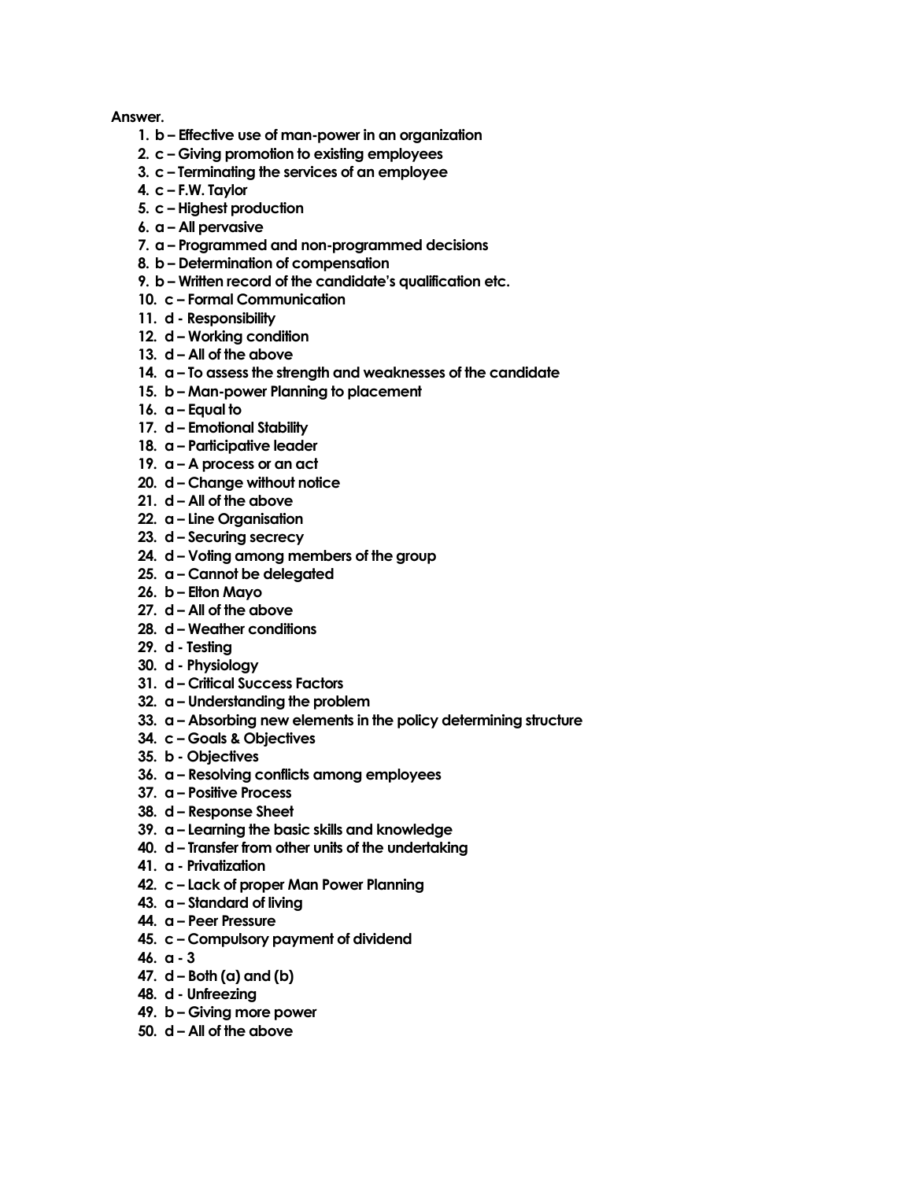**Answer.**

1. **b – Effective use of man-power in an organization**
2. **c – Giving promotion to existing employees**
3. **c – Terminating the services of an employee**
4. **c – F.W. Taylor**
5. **c – Highest production**
6. **a – All pervasive**
7. **a – Programmed and non-programmed decisions**
8. **b – Determination of compensation**
9. **b – Written record of the candidate's qualification etc.**
10. **c – Formal Communication**
11. **d - Responsibility**
12. **d – Working condition**
13. **d – All of the above**
14. **a – To assess the strength and weaknesses of the candidate**
15. **b – Man-power Planning to placement**
16. **a – Equal to**
17. **d – Emotional Stability**
18. **a – Participative leader**
19. **a – A process or an act**
20. **d – Change without notice**
21. **d – All of the above**
22. **a – Line Organisation**
23. **d – Securing secrecy**
24. **d – Voting among members of the group**
25. **a – Cannot be delegated**
26. **b – Elton Mayo**
27. **d – All of the above**
28. **d – Weather conditions**
29. **d - Testing**
30. **d - Physiology**
31. **d – Critical Success Factors**
32. **a – Understanding the problem**
33. **a – Absorbing new elements in the policy determining structure**
34. **c – Goals & Objectives**
35. **b - Objectives**
36. **a – Resolving conflicts among employees**
37. **a – Positive Process**
38. **d – Response Sheet**
39. **a – Learning the basic skills and knowledge**
40. **d – Transfer from other units of the undertaking**
41. **a - Privatization**
42. **c – Lack of proper Man Power Planning**
43. **a – Standard of living**
44. **a – Peer Pressure**
45. **c – Compulsory payment of dividend**
46. **a - 3**
47. **d – Both (a) and (b)**
48. **d - Unfreezing**
49. **b – Giving more power**
50. **d – All of the above**